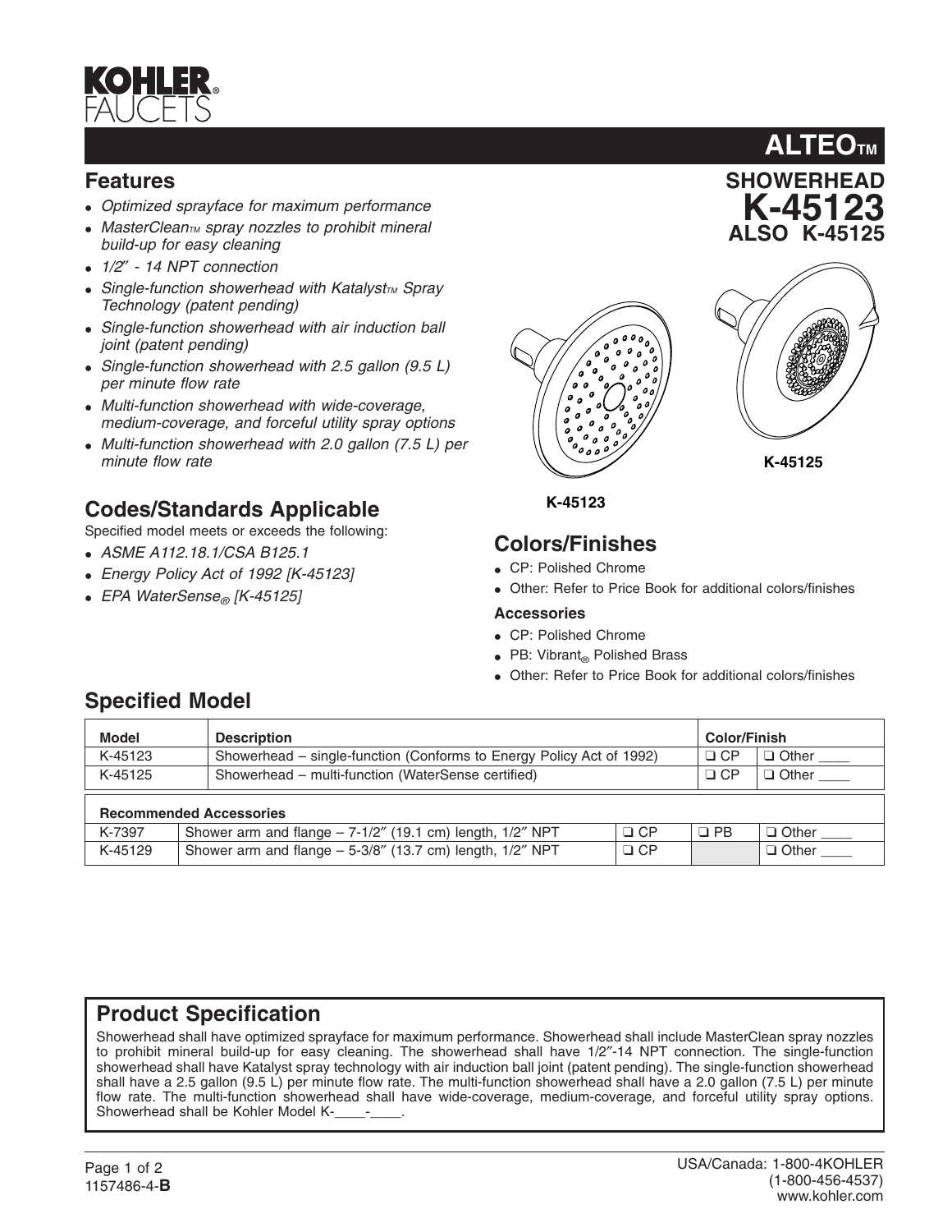# KOHLER® FAUCETS

# ALTEO™

## SHOWERHEAD
## K-45123
## ALSO K-45125

## Features

- *Optimized sprayface for maximum performance*
- *MasterClean™ spray nozzles to prohibit mineral build-up for easy cleaning*
- *1/2″ - 14 NPT connection*
- *Single-function showerhead with Katalyst™ Spray Technology (patent pending)*
- *Single-function showerhead with air induction ball joint (patent pending)*
- *Single-function showerhead with 2.5 gallon (9.5 L) per minute flow rate*
- *Multi-function showerhead with wide-coverage, medium-coverage, and forceful utility spray options*
- *Multi-function showerhead with 2.0 gallon (7.5 L) per minute flow rate*

K-45123

K-45125

## Codes/Standards Applicable

Specified model meets or exceeds the following:

- *ASME A112.18.1/CSA B125.1*
- *Energy Policy Act of 1992 [K-45123]*
- *EPA WaterSense® [K-45125]*

## Colors/Finishes

- CP: Polished Chrome
- Other: Refer to Price Book for additional colors/finishes

### Accessories

- CP: Polished Chrome
- PB: Vibrant® Polished Brass
- Other: Refer to Price Book for additional colors/finishes

## Specified Model

| Model | Description | Color/Finish | |
|---|---|---|---|
| K-45123 | Showerhead – single-function (Conforms to Energy Policy Act of 1992) | ❑ CP | ❑ Other ____ |
| K-45125 | Showerhead – multi-function (WaterSense certified) | ❑ CP | ❑ Other ____ |

| Recommended Accessories | | | | |
|---|---|---|---|---|
| K-7397 | Shower arm and flange – 7-1/2″ (19.1 cm) length, 1/2″ NPT | ❑ CP | ❑ PB | ❑ Other ____ |
| K-45129 | Shower arm and flange – 5-3/8″ (13.7 cm) length, 1/2″ NPT | ❑ CP | | ❑ Other ____ |

## Product Specification

Showerhead shall have optimized sprayface for maximum performance. Showerhead shall include MasterClean spray nozzles to prohibit mineral build-up for easy cleaning. The showerhead shall have 1/2″-14 NPT connection. The single-function showerhead shall have Katalyst spray technology with air induction ball joint (patent pending). The single-function showerhead shall have a 2.5 gallon (9.5 L) per minute flow rate. The multi-function showerhead shall have a 2.0 gallon (7.5 L) per minute flow rate. The multi-function showerhead shall have wide-coverage, medium-coverage, and forceful utility spray options. Showerhead shall be Kohler Model K-____-____.

1157486-4-**B**

USA/Canada: 1-800-4KOHLER
(1-800-456-4537)
www.kohler.com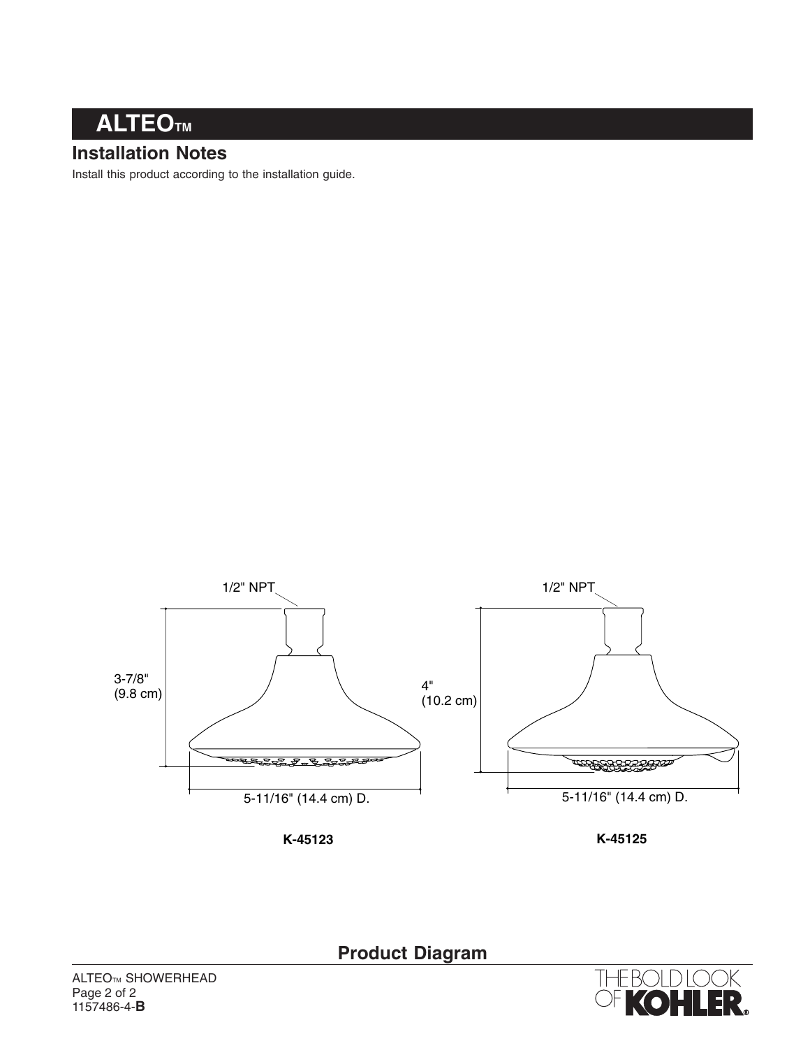# ALTEO™

## Installation Notes

Install this product according to the installation guide.

1/2" NPT

3-7/8"
(9.8 cm)

5-11/16" (14.4 cm) D.

**K-45123**

1/2" NPT

4"
(10.2 cm)

5-11/16" (14.4 cm) D.

**K-45125**

## Product Diagram

ALTEO™ SHOWERHEAD
1157486-4-**B**